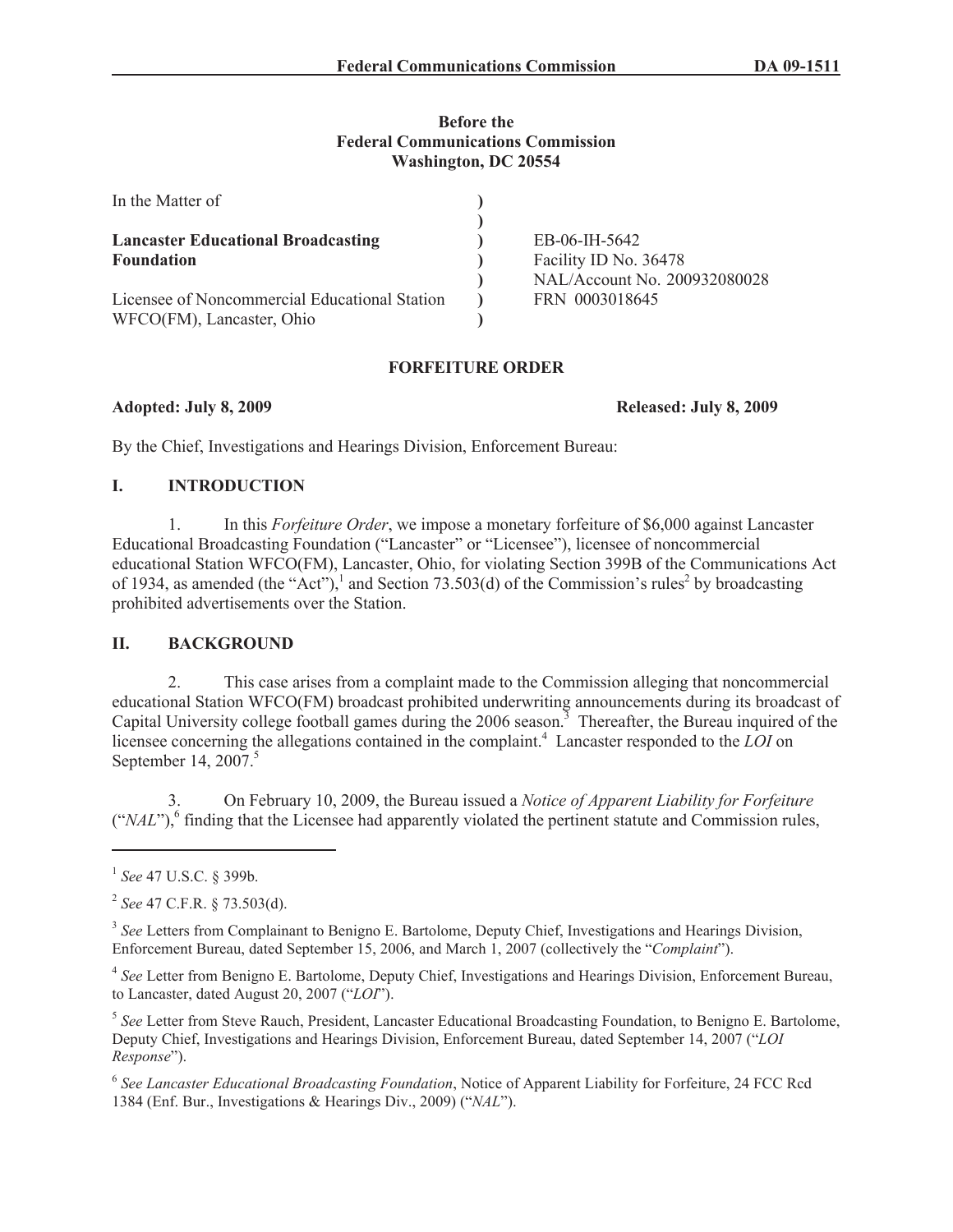**Before the**
**Federal Communications Commission**
**Washington, DC 20554**

| | | |
|---|---|---|
| In the Matter of | ) | |
| | ) | |
| **Lancaster Educational Broadcasting Foundation** | ) | EB-06-IH-5642 |
| | ) | Facility ID No. 36478 |
| | ) | NAL/Account No. 200932080028 |
| Licensee of Noncommercial Educational Station WFCO(FM), Lancaster, Ohio | ) | FRN 0003018645 |
| | ) | |

## FORFEITURE ORDER

**Adopted: July 8, 2009** **Released: July 8, 2009**

By the Chief, Investigations and Hearings Division, Enforcement Bureau:

## I. INTRODUCTION

1. In this *Forfeiture Order*, we impose a monetary forfeiture of $6,000 against Lancaster Educational Broadcasting Foundation ("Lancaster" or "Licensee"), licensee of noncommercial educational Station WFCO(FM), Lancaster, Ohio, for violating Section 399B of the Communications Act of 1934, as amended (the "Act"),[1] and Section 73.503(d) of the Commission's rules[2] by broadcasting prohibited advertisements over the Station.

## II. BACKGROUND

2. This case arises from a complaint made to the Commission alleging that noncommercial educational Station WFCO(FM) broadcast prohibited underwriting announcements during its broadcast of Capital University college football games during the 2006 season.[3] Thereafter, the Bureau inquired of the licensee concerning the allegations contained in the complaint.[4] Lancaster responded to the *LOI* on September 14, 2007.[5]

3. On February 10, 2009, the Bureau issued a *Notice of Apparent Liability for Forfeiture* ("*NAL*"),[6] finding that the Licensee had apparently violated the pertinent statute and Commission rules,

---

[1] *See* 47 U.S.C. § 399b.

[2] *See* 47 C.F.R. § 73.503(d).

[3] *See* Letters from Complainant to Benigno E. Bartolome, Deputy Chief, Investigations and Hearings Division, Enforcement Bureau, dated September 15, 2006, and March 1, 2007 (collectively the "*Complaint*").

[4] *See* Letter from Benigno E. Bartolome, Deputy Chief, Investigations and Hearings Division, Enforcement Bureau, to Lancaster, dated August 20, 2007 ("*LOI*").

[5] *See* Letter from Steve Rauch, President, Lancaster Educational Broadcasting Foundation, to Benigno E. Bartolome, Deputy Chief, Investigations and Hearings Division, Enforcement Bureau, dated September 14, 2007 ("*LOI Response*").

[6] *See Lancaster Educational Broadcasting Foundation*, Notice of Apparent Liability for Forfeiture, 24 FCC Rcd 1384 (Enf. Bur., Investigations & Hearings Div., 2009) ("*NAL*").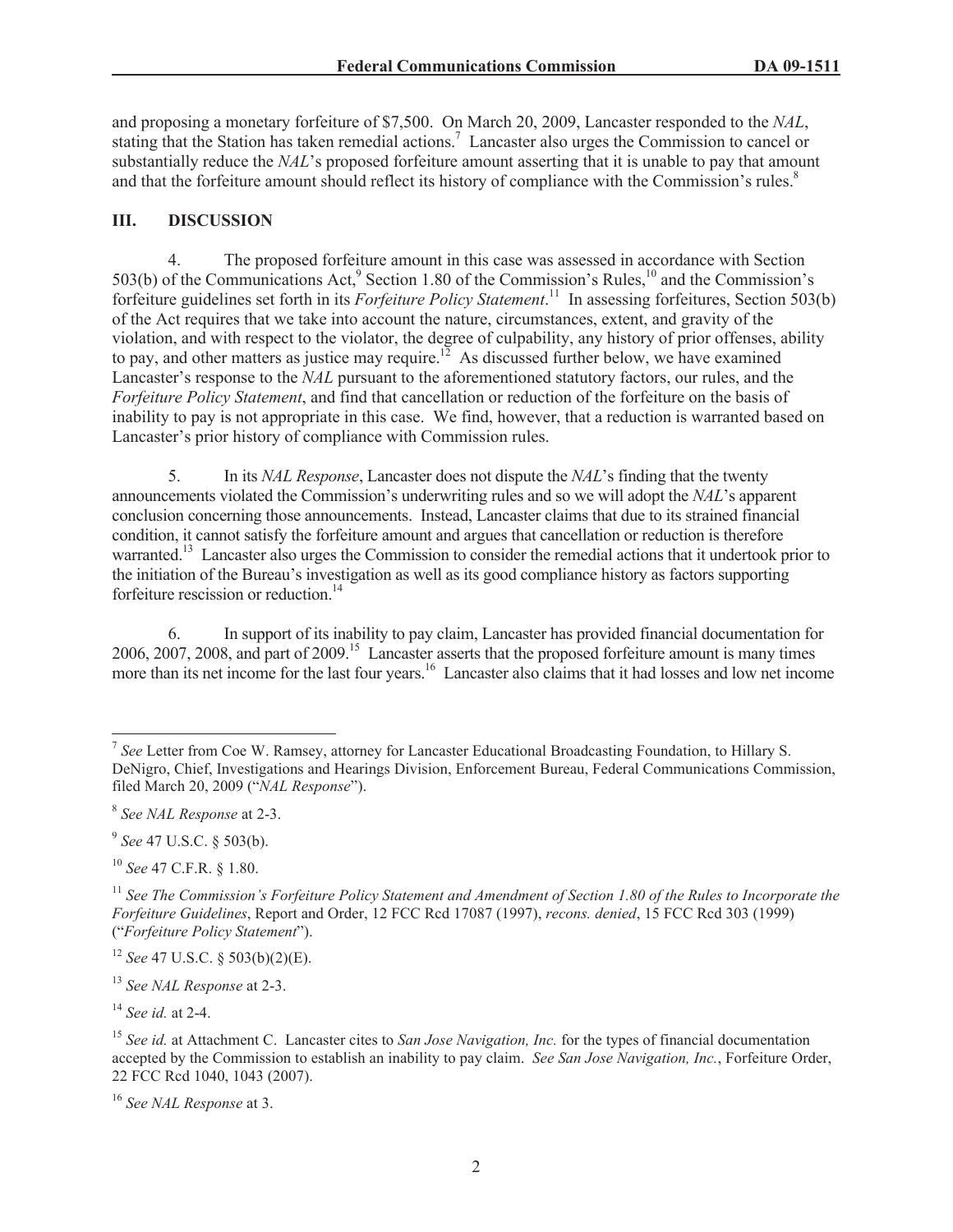and proposing a monetary forfeiture of $7,500. On March 20, 2009, Lancaster responded to the *NAL*, stating that the Station has taken remedial actions.[7] Lancaster also urges the Commission to cancel or substantially reduce the *NAL*'s proposed forfeiture amount asserting that it is unable to pay that amount and that the forfeiture amount should reflect its history of compliance with the Commission's rules.[8]

## III. DISCUSSION

4. The proposed forfeiture amount in this case was assessed in accordance with Section 503(b) of the Communications Act,[9] Section 1.80 of the Commission's Rules,[10] and the Commission's forfeiture guidelines set forth in its *Forfeiture Policy Statement*.[11] In assessing forfeitures, Section 503(b) of the Act requires that we take into account the nature, circumstances, extent, and gravity of the violation, and with respect to the violator, the degree of culpability, any history of prior offenses, ability to pay, and other matters as justice may require.[12] As discussed further below, we have examined Lancaster's response to the *NAL* pursuant to the aforementioned statutory factors, our rules, and the *Forfeiture Policy Statement*, and find that cancellation or reduction of the forfeiture on the basis of inability to pay is not appropriate in this case. We find, however, that a reduction is warranted based on Lancaster's prior history of compliance with Commission rules.

5. In its *NAL Response*, Lancaster does not dispute the *NAL*'s finding that the twenty announcements violated the Commission's underwriting rules and so we will adopt the *NAL*'s apparent conclusion concerning those announcements. Instead, Lancaster claims that due to its strained financial condition, it cannot satisfy the forfeiture amount and argues that cancellation or reduction is therefore warranted.[13] Lancaster also urges the Commission to consider the remedial actions that it undertook prior to the initiation of the Bureau's investigation as well as its good compliance history as factors supporting forfeiture rescission or reduction.[14]

6. In support of its inability to pay claim, Lancaster has provided financial documentation for 2006, 2007, 2008, and part of 2009.[15] Lancaster asserts that the proposed forfeiture amount is many times more than its net income for the last four years.[16] Lancaster also claims that it had losses and low net income

---

[7] *See* Letter from Coe W. Ramsey, attorney for Lancaster Educational Broadcasting Foundation, to Hillary S. DeNigro, Chief, Investigations and Hearings Division, Enforcement Bureau, Federal Communications Commission, filed March 20, 2009 ("*NAL Response*").

[8] *See NAL Response* at 2-3.

[9] *See* 47 U.S.C. § 503(b).

[10] *See* 47 C.F.R. § 1.80.

[11] *See The Commission's Forfeiture Policy Statement and Amendment of Section 1.80 of the Rules to Incorporate the Forfeiture Guidelines*, Report and Order, 12 FCC Rcd 17087 (1997), *recons. denied*, 15 FCC Rcd 303 (1999) ("*Forfeiture Policy Statement*").

[12] *See* 47 U.S.C. § 503(b)(2)(E).

[13] *See NAL Response* at 2-3.

[14] *See id.* at 2-4.

[15] *See id.* at Attachment C. Lancaster cites to *San Jose Navigation, Inc.* for the types of financial documentation accepted by the Commission to establish an inability to pay claim. *See San Jose Navigation, Inc.*, Forfeiture Order, 22 FCC Rcd 1040, 1043 (2007).

[16] *See NAL Response* at 3.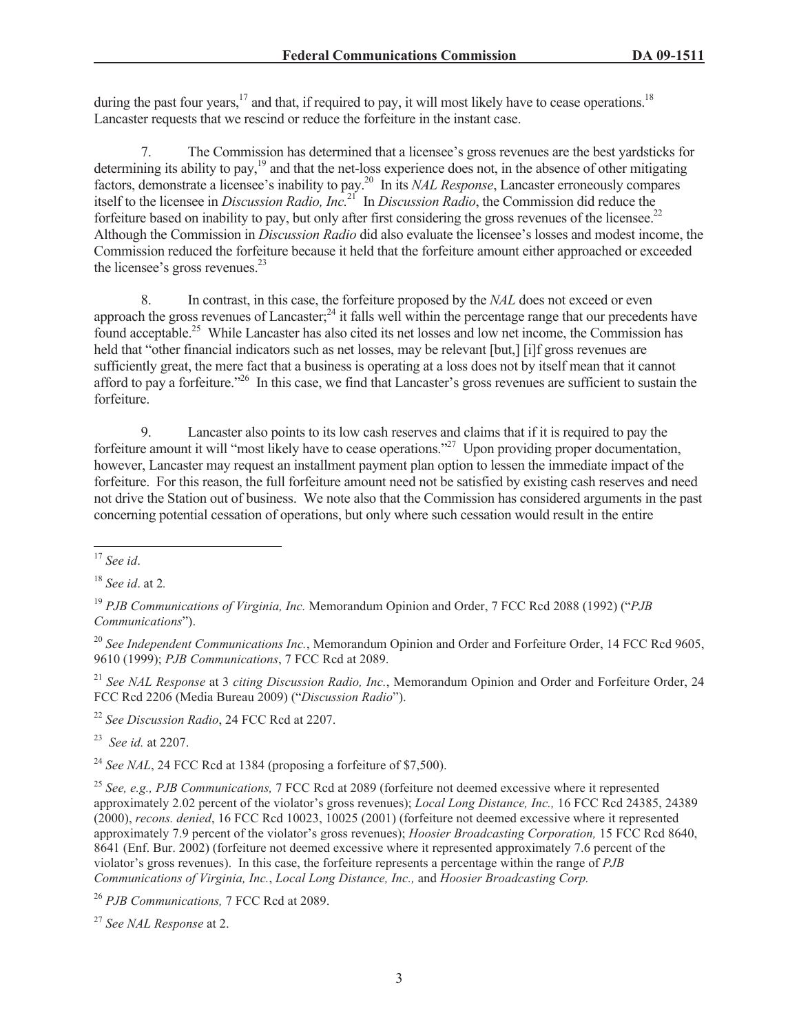during the past four years,[17] and that, if required to pay, it will most likely have to cease operations.[18] Lancaster requests that we rescind or reduce the forfeiture in the instant case.

7. The Commission has determined that a licensee's gross revenues are the best yardsticks for determining its ability to pay,[19] and that the net-loss experience does not, in the absence of other mitigating factors, demonstrate a licensee's inability to pay.[20] In its *NAL Response*, Lancaster erroneously compares itself to the licensee in *Discussion Radio, Inc.*[21] In *Discussion Radio*, the Commission did reduce the forfeiture based on inability to pay, but only after first considering the gross revenues of the licensee.[22] Although the Commission in *Discussion Radio* did also evaluate the licensee's losses and modest income, the Commission reduced the forfeiture because it held that the forfeiture amount either approached or exceeded the licensee's gross revenues.[23]

8. In contrast, in this case, the forfeiture proposed by the *NAL* does not exceed or even approach the gross revenues of Lancaster;[24] it falls well within the percentage range that our precedents have found acceptable.[25] While Lancaster has also cited its net losses and low net income, the Commission has held that "other financial indicators such as net losses, may be relevant [but,] [i]f gross revenues are sufficiently great, the mere fact that a business is operating at a loss does not by itself mean that it cannot afford to pay a forfeiture."[26] In this case, we find that Lancaster's gross revenues are sufficient to sustain the forfeiture.

9. Lancaster also points to its low cash reserves and claims that if it is required to pay the forfeiture amount it will "most likely have to cease operations."[27] Upon providing proper documentation, however, Lancaster may request an installment payment plan option to lessen the immediate impact of the forfeiture. For this reason, the full forfeiture amount need not be satisfied by existing cash reserves and need not drive the Station out of business. We note also that the Commission has considered arguments in the past concerning potential cessation of operations, but only where such cessation would result in the entire

---

[17] *See id*.

[18] *See id*. at 2.

[19] *PJB Communications of Virginia, Inc.* Memorandum Opinion and Order, 7 FCC Rcd 2088 (1992) ("*PJB Communications*").

[20] *See Independent Communications Inc.*, Memorandum Opinion and Order and Forfeiture Order, 14 FCC Rcd 9605, 9610 (1999); *PJB Communications*, 7 FCC Rcd at 2089.

[21] *See NAL Response* at 3 *citing Discussion Radio, Inc.*, Memorandum Opinion and Order and Forfeiture Order, 24 FCC Rcd 2206 (Media Bureau 2009) ("*Discussion Radio*").

[22] *See Discussion Radio*, 24 FCC Rcd at 2207.

[23] *See id.* at 2207.

[24] *See NAL*, 24 FCC Rcd at 1384 (proposing a forfeiture of $7,500).

[25] *See, e.g., PJB Communications,* 7 FCC Rcd at 2089 (forfeiture not deemed excessive where it represented approximately 2.02 percent of the violator's gross revenues); *Local Long Distance, Inc.,* 16 FCC Rcd 24385, 24389 (2000), *recons. denied*, 16 FCC Rcd 10023, 10025 (2001) (forfeiture not deemed excessive where it represented approximately 7.9 percent of the violator's gross revenues); *Hoosier Broadcasting Corporation,* 15 FCC Rcd 8640, 8641 (Enf. Bur. 2002) (forfeiture not deemed excessive where it represented approximately 7.6 percent of the violator's gross revenues). In this case, the forfeiture represents a percentage within the range of *PJB Communications of Virginia, Inc.*, *Local Long Distance, Inc.,* and *Hoosier Broadcasting Corp.*

[26] *PJB Communications,* 7 FCC Rcd at 2089.

[27] *See NAL Response* at 2.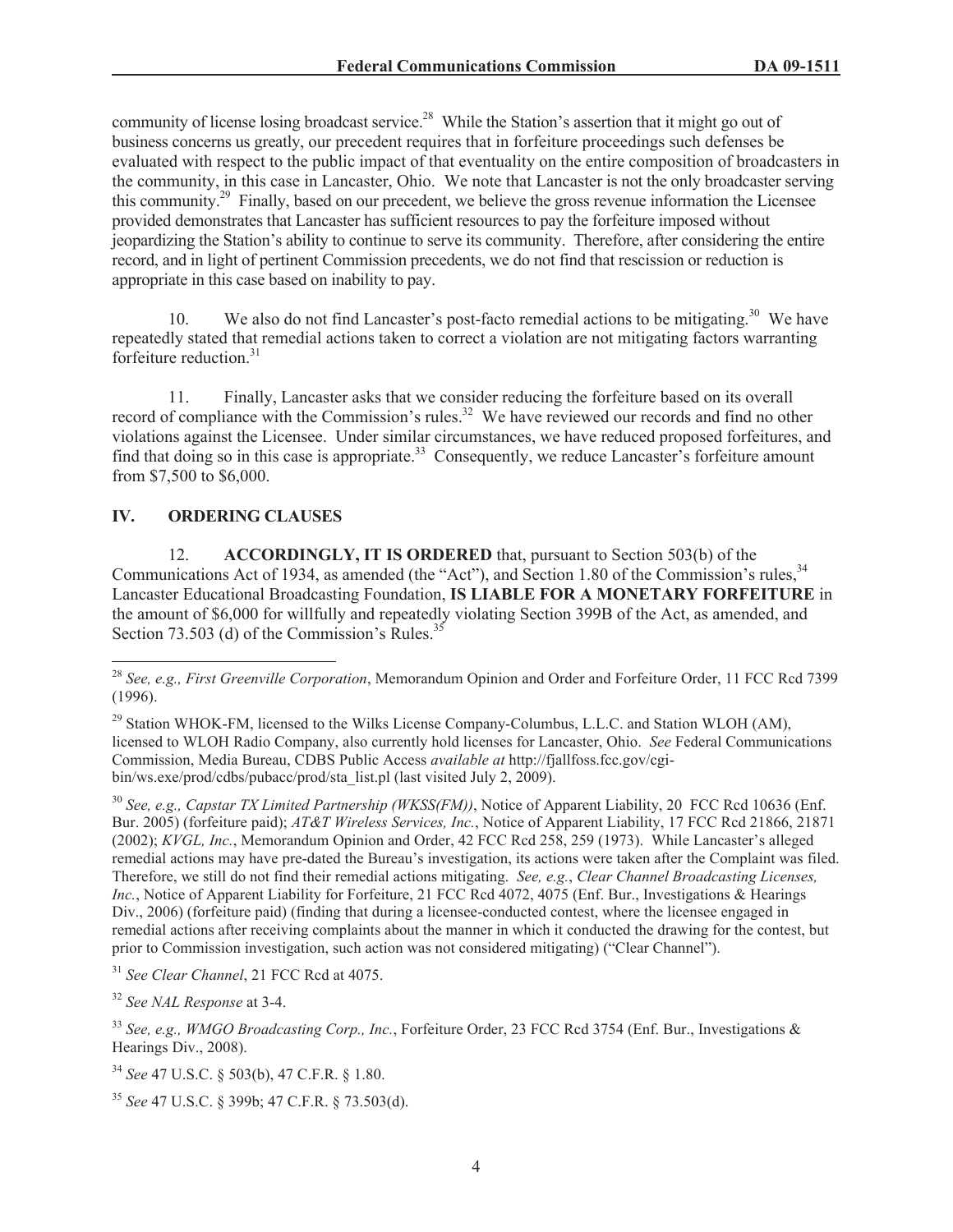community of license losing broadcast service.[28] While the Station's assertion that it might go out of business concerns us greatly, our precedent requires that in forfeiture proceedings such defenses be evaluated with respect to the public impact of that eventuality on the entire composition of broadcasters in the community, in this case in Lancaster, Ohio. We note that Lancaster is not the only broadcaster serving this community.[29] Finally, based on our precedent, we believe the gross revenue information the Licensee provided demonstrates that Lancaster has sufficient resources to pay the forfeiture imposed without jeopardizing the Station's ability to continue to serve its community. Therefore, after considering the entire record, and in light of pertinent Commission precedents, we do not find that rescission or reduction is appropriate in this case based on inability to pay.

10. We also do not find Lancaster's post-facto remedial actions to be mitigating.[30] We have repeatedly stated that remedial actions taken to correct a violation are not mitigating factors warranting forfeiture reduction.[31]

11. Finally, Lancaster asks that we consider reducing the forfeiture based on its overall record of compliance with the Commission's rules.[32] We have reviewed our records and find no other violations against the Licensee. Under similar circumstances, we have reduced proposed forfeitures, and find that doing so in this case is appropriate.[33] Consequently, we reduce Lancaster's forfeiture amount from $7,500 to $6,000.

## IV. ORDERING CLAUSES

12. **ACCORDINGLY, IT IS ORDERED** that, pursuant to Section 503(b) of the Communications Act of 1934, as amended (the "Act"), and Section 1.80 of the Commission's rules,[34] Lancaster Educational Broadcasting Foundation, **IS LIABLE FOR A MONETARY FORFEITURE** in the amount of $6,000 for willfully and repeatedly violating Section 399B of the Act, as amended, and Section 73.503 (d) of the Commission's Rules.[35]

---

[28] *See, e.g., First Greenville Corporation*, Memorandum Opinion and Order and Forfeiture Order, 11 FCC Rcd 7399 (1996).

[29] Station WHOK-FM, licensed to the Wilks License Company-Columbus, L.L.C. and Station WLOH (AM), licensed to WLOH Radio Company, also currently hold licenses for Lancaster, Ohio. *See* Federal Communications Commission, Media Bureau, CDBS Public Access *available at* http://fjallfoss.fcc.gov/cgi-bin/ws.exe/prod/cdbs/pubacc/prod/sta_list.pl (last visited July 2, 2009).

[30] *See, e.g., Capstar TX Limited Partnership (WKSS(FM))*, Notice of Apparent Liability, 20 FCC Rcd 10636 (Enf. Bur. 2005) (forfeiture paid); *AT&T Wireless Services, Inc.*, Notice of Apparent Liability, 17 FCC Rcd 21866, 21871 (2002); *KVGL, Inc.*, Memorandum Opinion and Order, 42 FCC Rcd 258, 259 (1973). While Lancaster's alleged remedial actions may have pre-dated the Bureau's investigation, its actions were taken after the Complaint was filed. Therefore, we still do not find their remedial actions mitigating. *See, e.g.*, *Clear Channel Broadcasting Licenses, Inc.*, Notice of Apparent Liability for Forfeiture, 21 FCC Rcd 4072, 4075 (Enf. Bur., Investigations & Hearings Div., 2006) (forfeiture paid) (finding that during a licensee-conducted contest, where the licensee engaged in remedial actions after receiving complaints about the manner in which it conducted the drawing for the contest, but prior to Commission investigation, such action was not considered mitigating) ("Clear Channel").

[31] *See Clear Channel*, 21 FCC Rcd at 4075.

[32] *See NAL Response* at 3-4.

[33] *See, e.g., WMGO Broadcasting Corp., Inc.*, Forfeiture Order, 23 FCC Rcd 3754 (Enf. Bur., Investigations & Hearings Div., 2008).

[34] *See* 47 U.S.C. § 503(b), 47 C.F.R. § 1.80.

[35] *See* 47 U.S.C. § 399b; 47 C.F.R. § 73.503(d).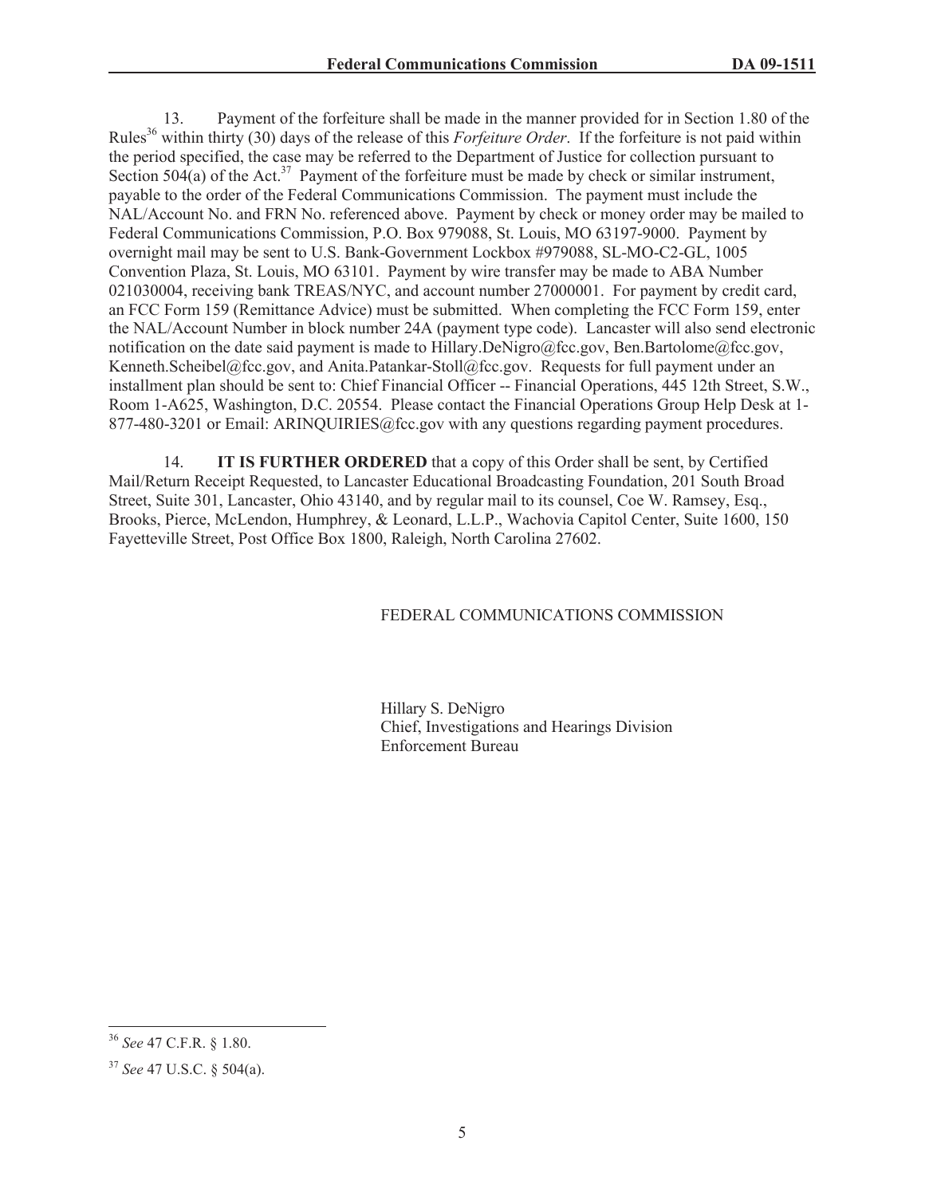13. Payment of the forfeiture shall be made in the manner provided for in Section 1.80 of the Rules[36] within thirty (30) days of the release of this *Forfeiture Order*. If the forfeiture is not paid within the period specified, the case may be referred to the Department of Justice for collection pursuant to Section 504(a) of the Act.[37] Payment of the forfeiture must be made by check or similar instrument, payable to the order of the Federal Communications Commission. The payment must include the NAL/Account No. and FRN No. referenced above. Payment by check or money order may be mailed to Federal Communications Commission, P.O. Box 979088, St. Louis, MO 63197-9000. Payment by overnight mail may be sent to U.S. Bank-Government Lockbox #979088, SL-MO-C2-GL, 1005 Convention Plaza, St. Louis, MO 63101. Payment by wire transfer may be made to ABA Number 021030004, receiving bank TREAS/NYC, and account number 27000001. For payment by credit card, an FCC Form 159 (Remittance Advice) must be submitted. When completing the FCC Form 159, enter the NAL/Account Number in block number 24A (payment type code). Lancaster will also send electronic notification on the date said payment is made to Hillary.DeNigro@fcc.gov, Ben.Bartolome@fcc.gov, Kenneth.Scheibel@fcc.gov, and Anita.Patankar-Stoll@fcc.gov. Requests for full payment under an installment plan should be sent to: Chief Financial Officer -- Financial Operations, 445 12th Street, S.W., Room 1-A625, Washington, D.C. 20554. Please contact the Financial Operations Group Help Desk at 1-877-480-3201 or Email: ARINQUIRIES@fcc.gov with any questions regarding payment procedures.

14. **IT IS FURTHER ORDERED** that a copy of this Order shall be sent, by Certified Mail/Return Receipt Requested, to Lancaster Educational Broadcasting Foundation, 201 South Broad Street, Suite 301, Lancaster, Ohio 43140, and by regular mail to its counsel, Coe W. Ramsey, Esq., Brooks, Pierce, McLendon, Humphrey, & Leonard, L.L.P., Wachovia Capitol Center, Suite 1600, 150 Fayetteville Street, Post Office Box 1800, Raleigh, North Carolina 27602.

FEDERAL COMMUNICATIONS COMMISSION

Hillary S. DeNigro
Chief, Investigations and Hearings Division
Enforcement Bureau

---

[36] *See* 47 C.F.R. § 1.80.

[37] *See* 47 U.S.C. § 504(a).